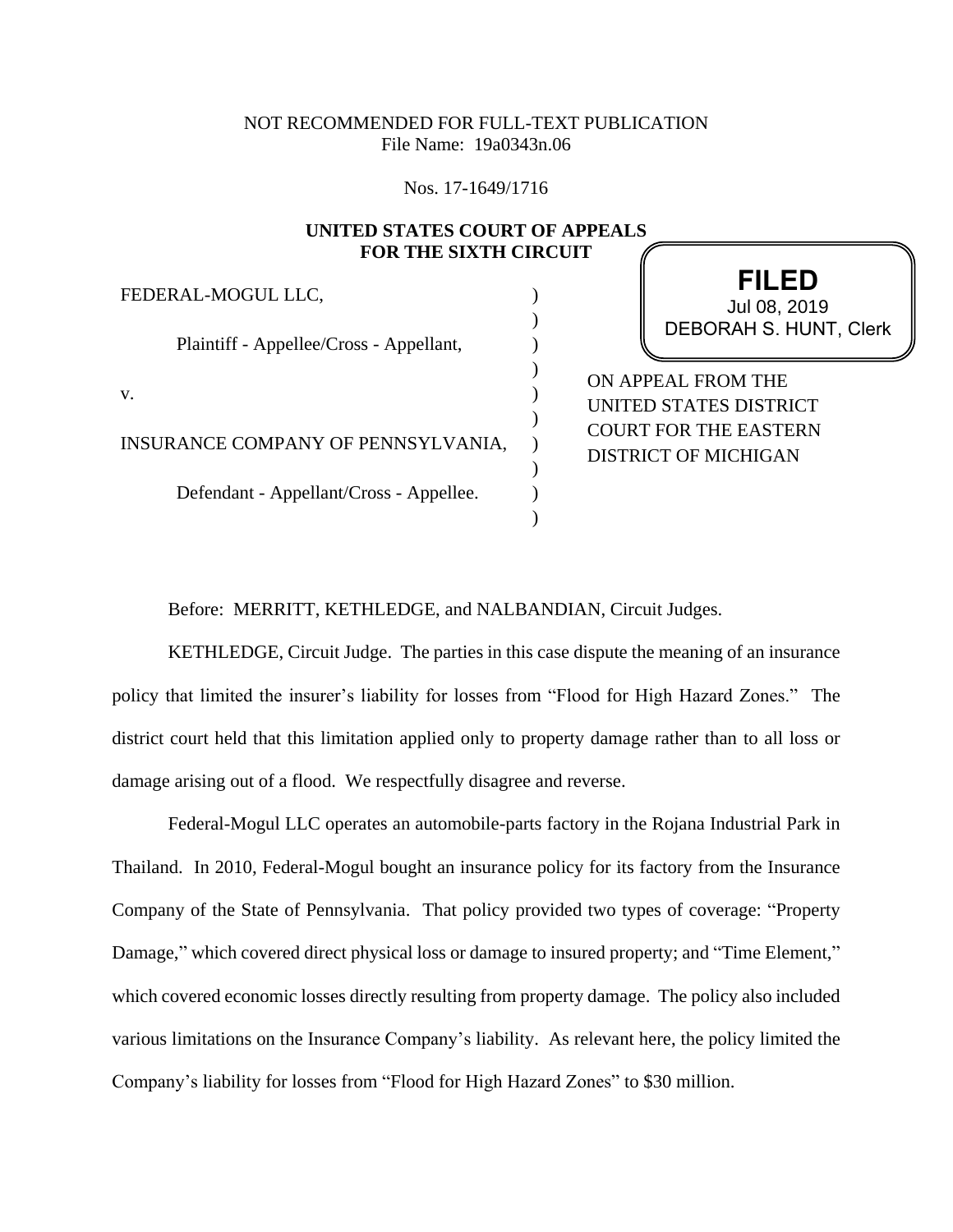NOT RECOMMENDED FOR FULL-TEXT PUBLICATION
File Name: 19a0343n.06

Nos. 17-1649/1716

**UNITED STATES COURT OF APPEALS**
**FOR THE SIXTH CIRCUIT**

FEDERAL-MOGUL LLC,

Plaintiff - Appellee/Cross - Appellant,

v.

INSURANCE COMPANY OF PENNSYLVANIA,

Defendant - Appellant/Cross - Appellee.

**FILED**
Jul 08, 2019
DEBORAH S. HUNT, Clerk

ON APPEAL FROM THE UNITED STATES DISTRICT COURT FOR THE EASTERN DISTRICT OF MICHIGAN

Before: MERRITT, KETHLEDGE, and NALBANDIAN, Circuit Judges.

KETHLEDGE, Circuit Judge. The parties in this case dispute the meaning of an insurance policy that limited the insurer's liability for losses from "Flood for High Hazard Zones." The district court held that this limitation applied only to property damage rather than to all loss or damage arising out of a flood. We respectfully disagree and reverse.

Federal-Mogul LLC operates an automobile-parts factory in the Rojana Industrial Park in Thailand. In 2010, Federal-Mogul bought an insurance policy for its factory from the Insurance Company of the State of Pennsylvania. That policy provided two types of coverage: "Property Damage," which covered direct physical loss or damage to insured property; and "Time Element," which covered economic losses directly resulting from property damage. The policy also included various limitations on the Insurance Company's liability. As relevant here, the policy limited the Company's liability for losses from "Flood for High Hazard Zones" to $30 million.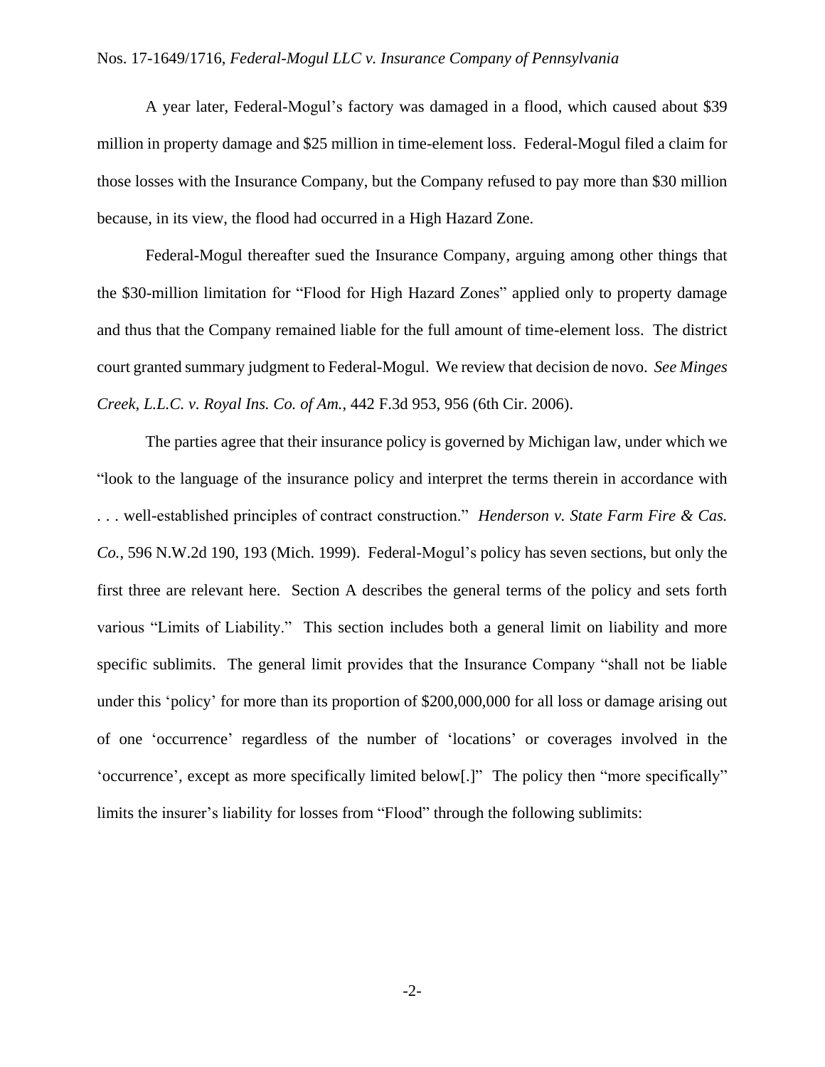A year later, Federal-Mogul's factory was damaged in a flood, which caused about $39 million in property damage and $25 million in time-element loss. Federal-Mogul filed a claim for those losses with the Insurance Company, but the Company refused to pay more than $30 million because, in its view, the flood had occurred in a High Hazard Zone.

Federal-Mogul thereafter sued the Insurance Company, arguing among other things that the $30-million limitation for "Flood for High Hazard Zones" applied only to property damage and thus that the Company remained liable for the full amount of time-element loss. The district court granted summary judgment to Federal-Mogul. We review that decision de novo. *See Minges Creek, L.L.C. v. Royal Ins. Co. of Am.*, 442 F.3d 953, 956 (6th Cir. 2006).

The parties agree that their insurance policy is governed by Michigan law, under which we "look to the language of the insurance policy and interpret the terms therein in accordance with . . . well-established principles of contract construction." *Henderson v. State Farm Fire & Cas. Co.*, 596 N.W.2d 190, 193 (Mich. 1999). Federal-Mogul's policy has seven sections, but only the first three are relevant here. Section A describes the general terms of the policy and sets forth various "Limits of Liability." This section includes both a general limit on liability and more specific sublimits. The general limit provides that the Insurance Company "shall not be liable under this 'policy' for more than its proportion of $200,000,000 for all loss or damage arising out of one 'occurrence' regardless of the number of 'locations' or coverages involved in the 'occurrence', except as more specifically limited below[.]" The policy then "more specifically" limits the insurer's liability for losses from "Flood" through the following sublimits: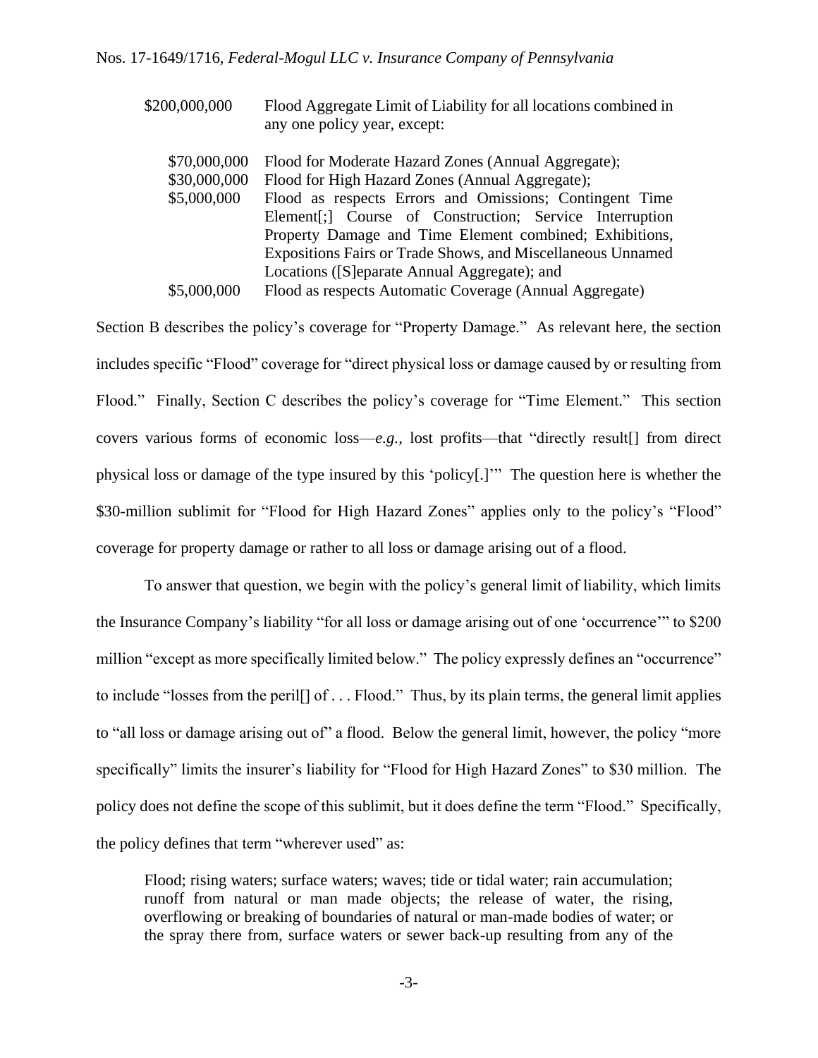| | |
|---|---|
| \$200,000,000 | Flood Aggregate Limit of Liability for all locations combined in any one policy year, except: |
| \$70,000,000 | Flood for Moderate Hazard Zones (Annual Aggregate); |
| \$30,000,000 | Flood for High Hazard Zones (Annual Aggregate); |
| \$5,000,000 | Flood as respects Errors and Omissions; Contingent Time Element[;] Course of Construction; Service Interruption Property Damage and Time Element combined; Exhibitions, Expositions Fairs or Trade Shows, and Miscellaneous Unnamed Locations ([S]eparate Annual Aggregate); and |
| \$5,000,000 | Flood as respects Automatic Coverage (Annual Aggregate) |

Section B describes the policy's coverage for "Property Damage." As relevant here, the section includes specific "Flood" coverage for "direct physical loss or damage caused by or resulting from Flood." Finally, Section C describes the policy's coverage for "Time Element." This section covers various forms of economic loss—*e.g.*, lost profits—that "directly result[] from direct physical loss or damage of the type insured by this 'policy[.]'" The question here is whether the \$30-million sublimit for "Flood for High Hazard Zones" applies only to the policy's "Flood" coverage for property damage or rather to all loss or damage arising out of a flood.

To answer that question, we begin with the policy's general limit of liability, which limits the Insurance Company's liability "for all loss or damage arising out of one 'occurrence'" to \$200 million "except as more specifically limited below." The policy expressly defines an "occurrence" to include "losses from the peril[] of . . . Flood." Thus, by its plain terms, the general limit applies to "all loss or damage arising out of" a flood. Below the general limit, however, the policy "more specifically" limits the insurer's liability for "Flood for High Hazard Zones" to \$30 million. The policy does not define the scope of this sublimit, but it does define the term "Flood." Specifically, the policy defines that term "wherever used" as:

> Flood; rising waters; surface waters; waves; tide or tidal water; rain accumulation; runoff from natural or man made objects; the release of water, the rising, overflowing or breaking of boundaries of natural or man-made bodies of water; or the spray there from, surface waters or sewer back-up resulting from any of the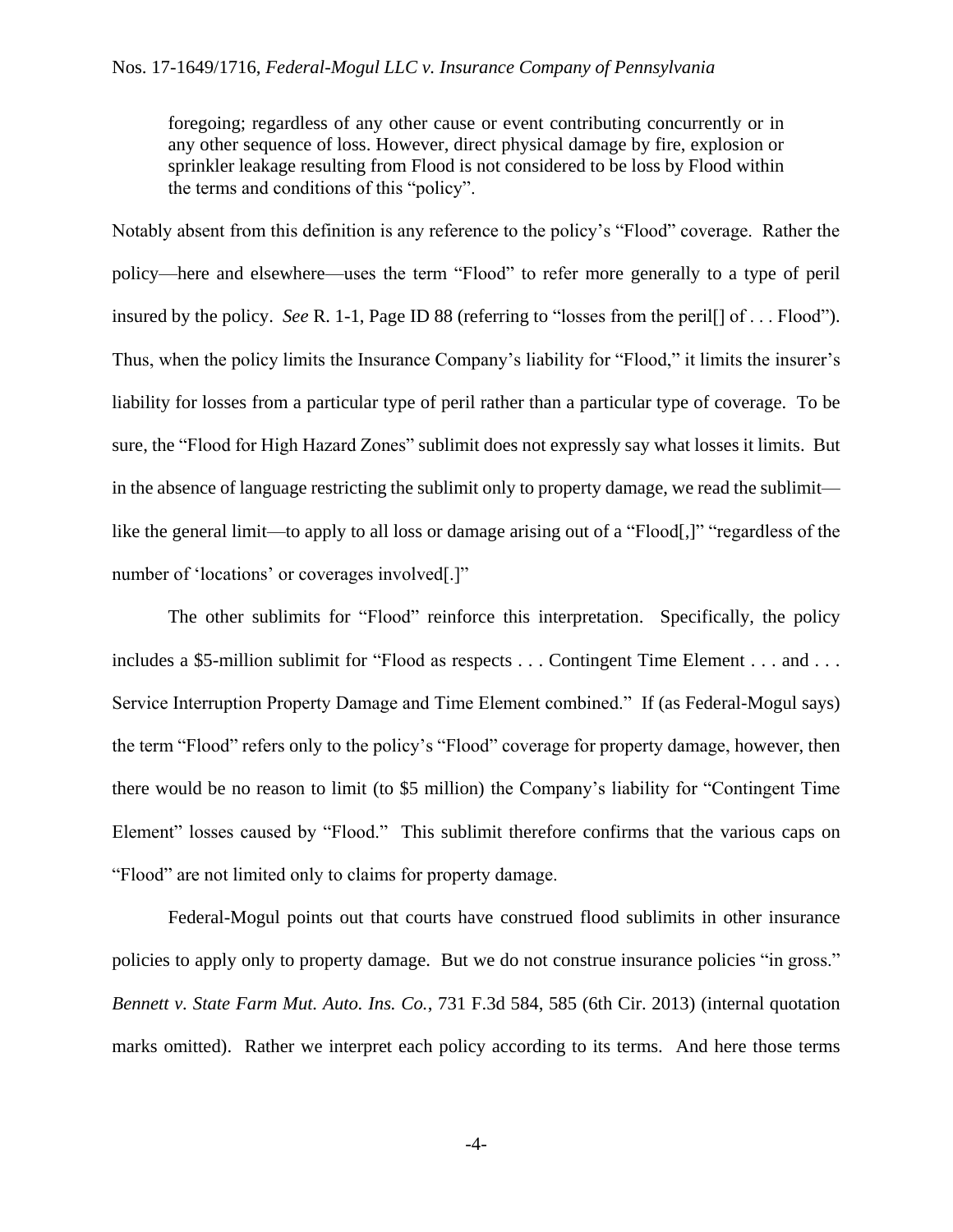> foregoing; regardless of any other cause or event contributing concurrently or in any other sequence of loss. However, direct physical damage by fire, explosion or sprinkler leakage resulting from Flood is not considered to be loss by Flood within the terms and conditions of this "policy".

Notably absent from this definition is any reference to the policy's "Flood" coverage. Rather the policy—here and elsewhere—uses the term "Flood" to refer more generally to a type of peril insured by the policy. *See* R. 1-1, Page ID 88 (referring to "losses from the peril[] of . . . Flood"). Thus, when the policy limits the Insurance Company's liability for "Flood," it limits the insurer's liability for losses from a particular type of peril rather than a particular type of coverage. To be sure, the "Flood for High Hazard Zones" sublimit does not expressly say what losses it limits. But in the absence of language restricting the sublimit only to property damage, we read the sublimit—like the general limit—to apply to all loss or damage arising out of a "Flood[,]" "regardless of the number of 'locations' or coverages involved[.]"

The other sublimits for "Flood" reinforce this interpretation. Specifically, the policy includes a $5-million sublimit for "Flood as respects . . . Contingent Time Element . . . and . . . Service Interruption Property Damage and Time Element combined." If (as Federal-Mogul says) the term "Flood" refers only to the policy's "Flood" coverage for property damage, however, then there would be no reason to limit (to $5 million) the Company's liability for "Contingent Time Element" losses caused by "Flood." This sublimit therefore confirms that the various caps on "Flood" are not limited only to claims for property damage.

Federal-Mogul points out that courts have construed flood sublimits in other insurance policies to apply only to property damage. But we do not construe insurance policies "in gross." *Bennett v. State Farm Mut. Auto. Ins. Co.*, 731 F.3d 584, 585 (6th Cir. 2013) (internal quotation marks omitted). Rather we interpret each policy according to its terms. And here those terms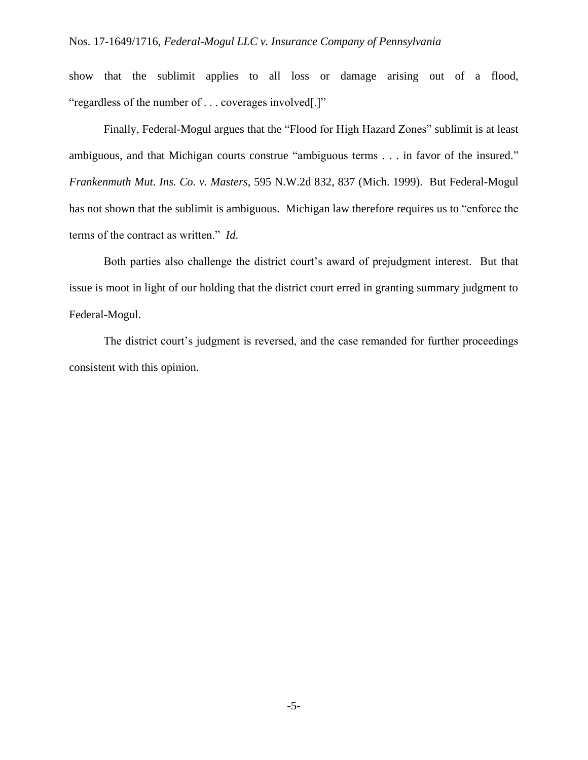show that the sublimit applies to all loss or damage arising out of a flood, "regardless of the number of . . . coverages involved[.]"

Finally, Federal-Mogul argues that the "Flood for High Hazard Zones" sublimit is at least ambiguous, and that Michigan courts construe "ambiguous terms . . . in favor of the insured." *Frankenmuth Mut. Ins. Co. v. Masters*, 595 N.W.2d 832, 837 (Mich. 1999). But Federal-Mogul has not shown that the sublimit is ambiguous. Michigan law therefore requires us to "enforce the terms of the contract as written." *Id.*

Both parties also challenge the district court's award of prejudgment interest. But that issue is moot in light of our holding that the district court erred in granting summary judgment to Federal-Mogul.

The district court's judgment is reversed, and the case remanded for further proceedings consistent with this opinion.